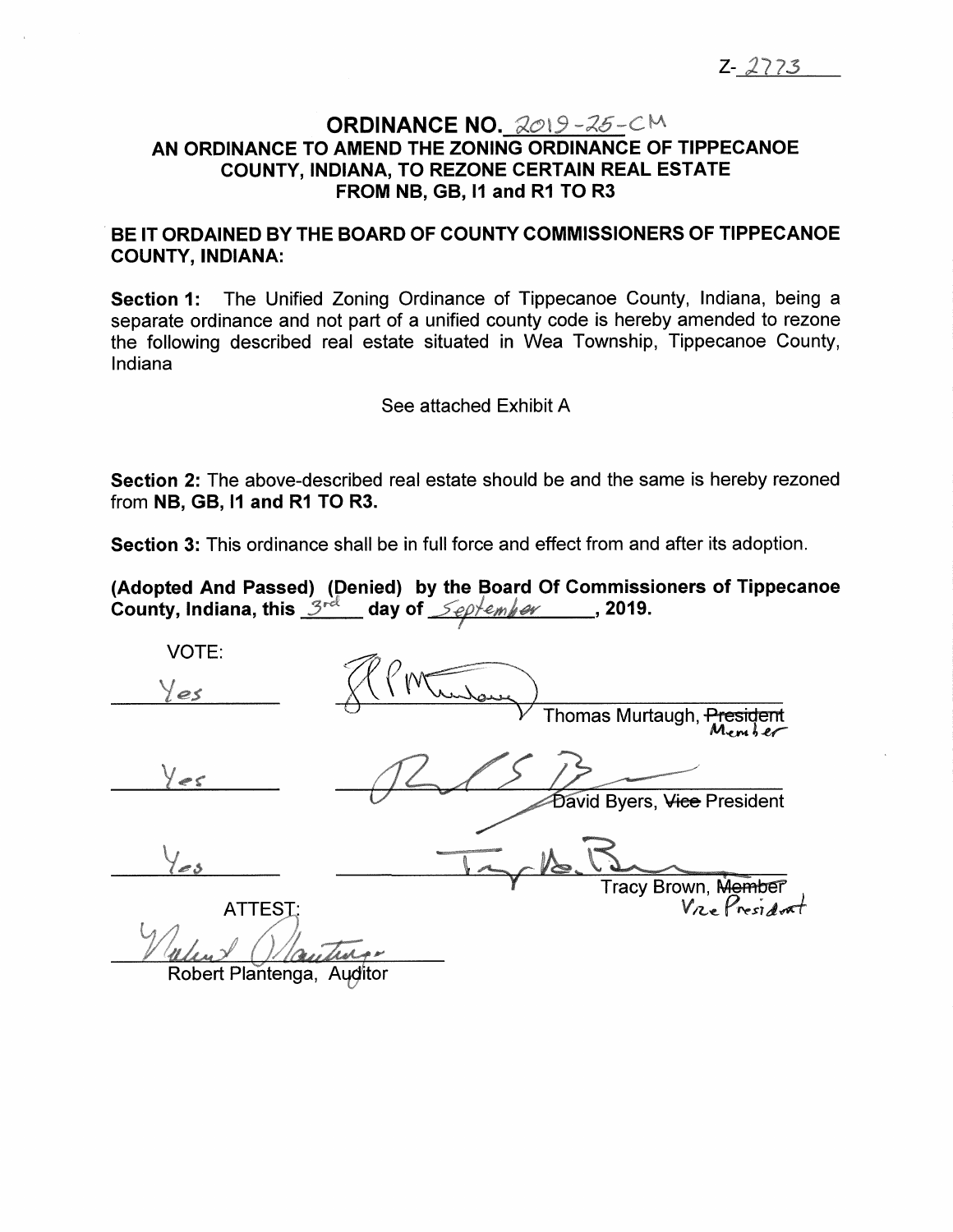Z-2773

# ORDINANCE NO. 2019-25-CM

## AN ORDINANCE TO AMEND THE ZONING ORDINANCE OF TIPPECANOE COUNTY, INDIANA, TO REZONE CERTAIN REAL ESTATE FROM NB, GB, I1 and R1 TO R3

**BE IT ORDAINED BY THE BOARD OF COUNTY COMMISSIONERS OF TIPPECANOE COUNTY, INDIANA:**

**Section 1:** The Unified Zoning Ordinance of Tippecanoe County, Indiana, being a separate ordinance and not part of a unified county code is hereby amended to rezone the following described real estate situated in Wea Township, Tippecanoe County, Indiana

See attached Exhibit A

**Section 2:** The above-described real estate should be and the same is hereby rezoned from **NB, GB, I1 and R1 TO R3.**

**Section 3:** This ordinance shall be in full force and effect from and after its adoption.

**(Adopted And Passed) (Denied) by the Board Of Commissioners of Tippecanoe County, Indiana, this 3rd day of September, 2019.**

VOTE:

Yes ______________________ Thomas Murtaugh, ~~President~~ Member

Yes ______________________ David Byers, ~~Vice~~ President

Yes ______________________ Tracy Brown, ~~Member~~ Vice President

ATTEST:

______________________
Robert Plantenga, Auditor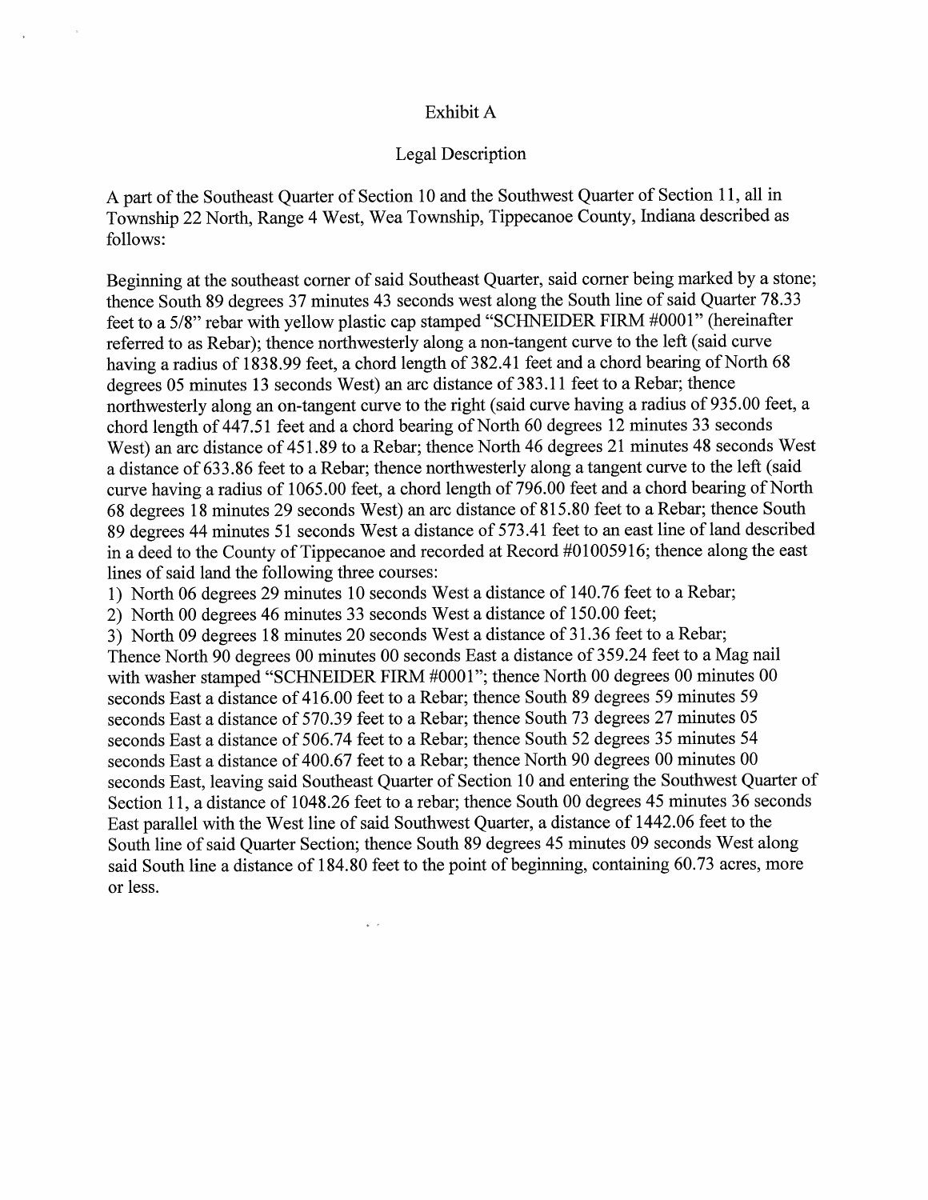Exhibit A

Legal Description

A part of the Southeast Quarter of Section 10 and the Southwest Quarter of Section 11, all in Township 22 North, Range 4 West, Wea Township, Tippecanoe County, Indiana described as follows:

Beginning at the southeast corner of said Southeast Quarter, said corner being marked by a stone; thence South 89 degrees 37 minutes 43 seconds west along the South line of said Quarter 78.33 feet to a 5/8" rebar with yellow plastic cap stamped "SCHNEIDER FIRM #0001" (hereinafter referred to as Rebar); thence northwesterly along a non-tangent curve to the left (said curve having a radius of 1838.99 feet, a chord length of 382.41 feet and a chord bearing of North 68 degrees 05 minutes 13 seconds West) an arc distance of 383.11 feet to a Rebar; thence northwesterly along an on-tangent curve to the right (said curve having a radius of 935.00 feet, a chord length of 447.51 feet and a chord bearing of North 60 degrees 12 minutes 33 seconds West) an arc distance of 451.89 to a Rebar; thence North 46 degrees 21 minutes 48 seconds West a distance of 633.86 feet to a Rebar; thence northwesterly along a tangent curve to the left (said curve having a radius of 1065.00 feet, a chord length of 796.00 feet and a chord bearing of North 68 degrees 18 minutes 29 seconds West) an arc distance of 815.80 feet to a Rebar; thence South 89 degrees 44 minutes 51 seconds West a distance of 573.41 feet to an east line of land described in a deed to the County of Tippecanoe and recorded at Record #01005916; thence along the east lines of said land the following three courses:

1) North 06 degrees 29 minutes 10 seconds West a distance of 140.76 feet to a Rebar;
2) North 00 degrees 46 minutes 33 seconds West a distance of 150.00 feet;
3) North 09 degrees 18 minutes 20 seconds West a distance of 31.36 feet to a Rebar;

Thence North 90 degrees 00 minutes 00 seconds East a distance of 359.24 feet to a Mag nail with washer stamped "SCHNEIDER FIRM #0001"; thence North 00 degrees 00 minutes 00 seconds East a distance of 416.00 feet to a Rebar; thence South 89 degrees 59 minutes 59 seconds East a distance of 570.39 feet to a Rebar; thence South 73 degrees 27 minutes 05 seconds East a distance of 506.74 feet to a Rebar; thence South 52 degrees 35 minutes 54 seconds East a distance of 400.67 feet to a Rebar; thence North 90 degrees 00 minutes 00 seconds East, leaving said Southeast Quarter of Section 10 and entering the Southwest Quarter of Section 11, a distance of 1048.26 feet to a rebar; thence South 00 degrees 45 minutes 36 seconds East parallel with the West line of said Southwest Quarter, a distance of 1442.06 feet to the South line of said Quarter Section; thence South 89 degrees 45 minutes 09 seconds West along said South line a distance of 184.80 feet to the point of beginning, containing 60.73 acres, more or less.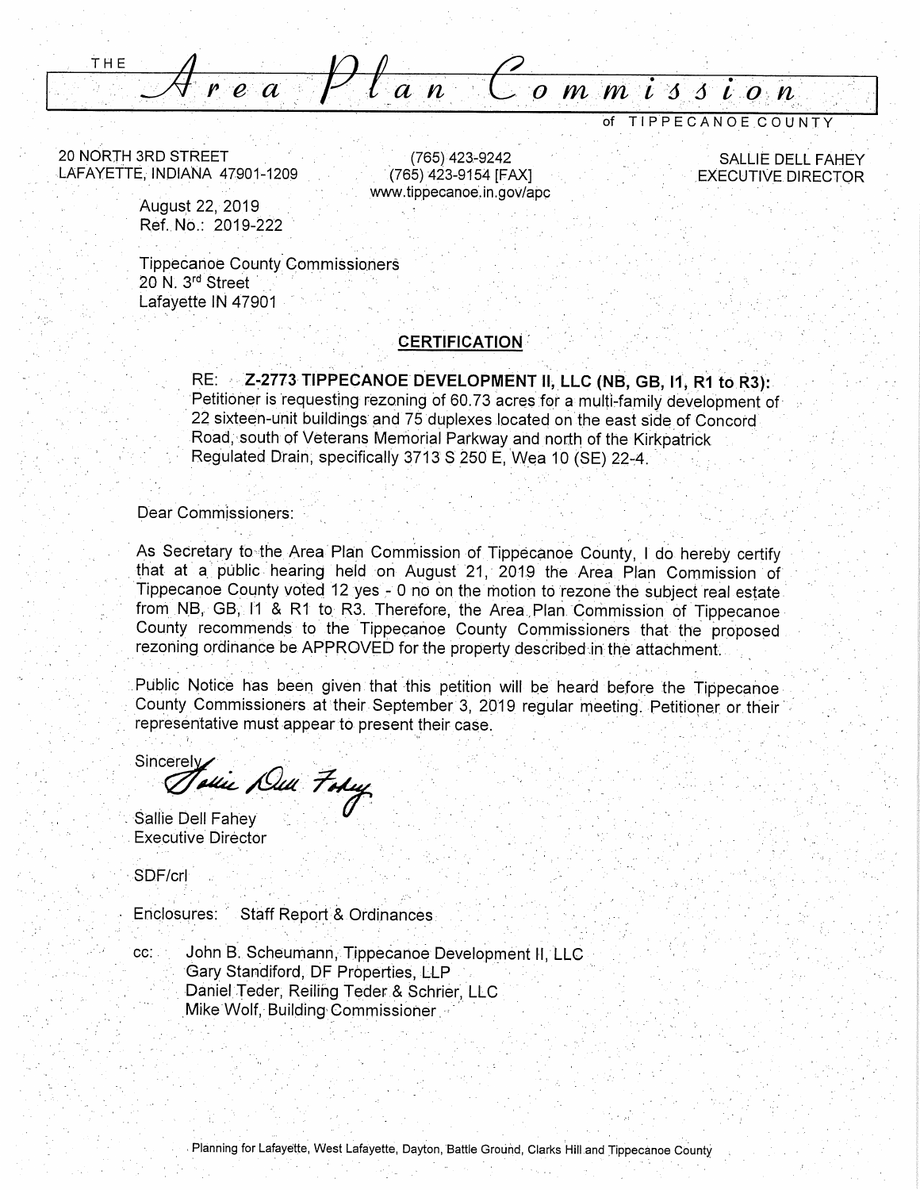THE **Area Plan Commission** of TIPPECANOE COUNTY

20 NORTH 3RD STREET
LAFAYETTE, INDIANA 47901-1209

(765) 423-9242
(765) 423-9154 [FAX]
www.tippecanoe.in.gov/apc

SALLIE DELL FAHEY
EXECUTIVE DIRECTOR

August 22, 2019
Ref. No.: 2019-222

Tippecanoe County Commissioners
20 N. 3rd Street
Lafayette IN 47901

## CERTIFICATION

RE: **Z-2773 TIPPECANOE DEVELOPMENT II, LLC (NB, GB, I1, R1 to R3):** Petitioner is requesting rezoning of 60.73 acres for a multi-family development of 22 sixteen-unit buildings and 75 duplexes located on the east side of Concord Road, south of Veterans Memorial Parkway and north of the Kirkpatrick Regulated Drain, specifically 3713 S 250 E, Wea 10 (SE) 22-4.

Dear Commissioners:

As Secretary to the Area Plan Commission of Tippecanoe County, I do hereby certify that at a public hearing held on August 21, 2019 the Area Plan Commission of Tippecanoe County voted 12 yes - 0 no on the motion to rezone the subject real estate from NB, GB, I1 & R1 to R3. Therefore, the Area Plan Commission of Tippecanoe County recommends to the Tippecanoe County Commissioners that the proposed rezoning ordinance be APPROVED for the property described in the attachment.

Public Notice has been given that this petition will be heard before the Tippecanoe County Commissioners at their September 3, 2019 regular meeting. Petitioner or their representative must appear to present their case.

Sincerely,

Sallie Dell Fahey
Executive Director

SDF/crl

Enclosures: Staff Report & Ordinances

cc: John B. Scheumann, Tippecanoe Development II, LLC
Gary Standiford, DF Properties, LLP
Daniel Teder, Reiling Teder & Schrier, LLC
Mike Wolf, Building Commissioner

Planning for Lafayette, West Lafayette, Dayton, Battle Ground, Clarks Hill and Tippecanoe County